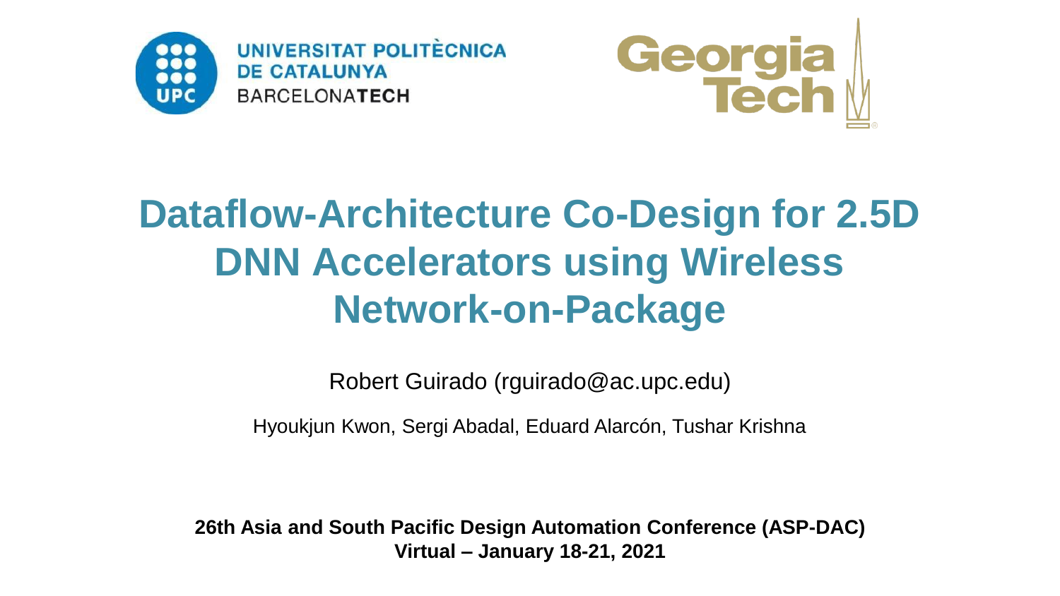UNIVERSITAT POLITÈCNICA DE CATALUNYA
BARCELONA**TECH**

Georgia Tech

# Dataflow-Architecture Co-Design for 2.5D DNN Accelerators using Wireless Network-on-Package

Robert Guirado (rguirado@ac.upc.edu)

Hyoukjun Kwon, Sergi Abadal, Eduard Alarcón, Tushar Krishna

**26th Asia and South Pacific Design Automation Conference (ASP-DAC)**
**Virtual – January 18-21, 2021**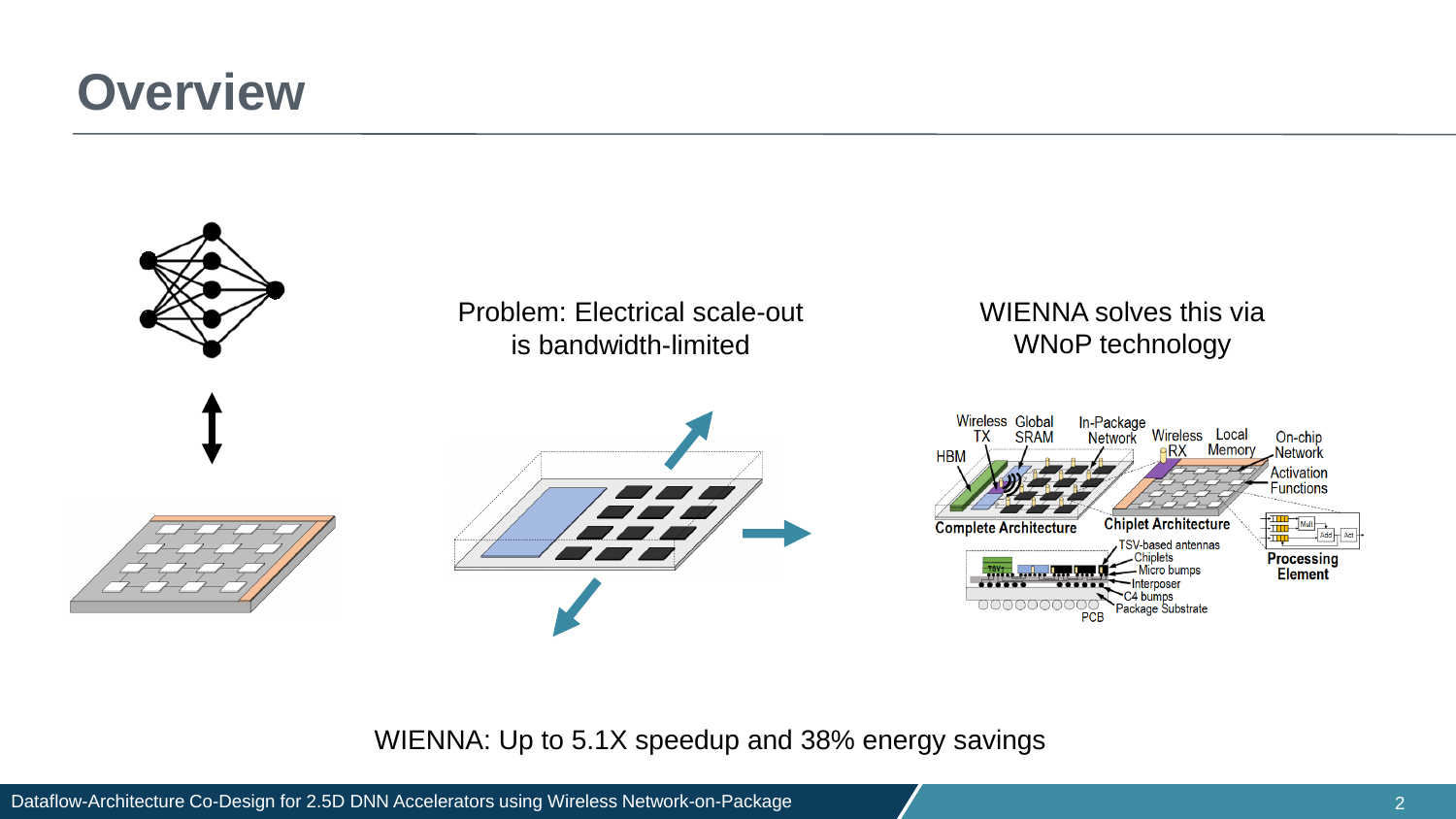# Overview

Problem: Electrical scale-out is bandwidth-limited

WIENNA solves this via WNoP technology

WIENNA: Up to 5.1X speedup and 38% energy savings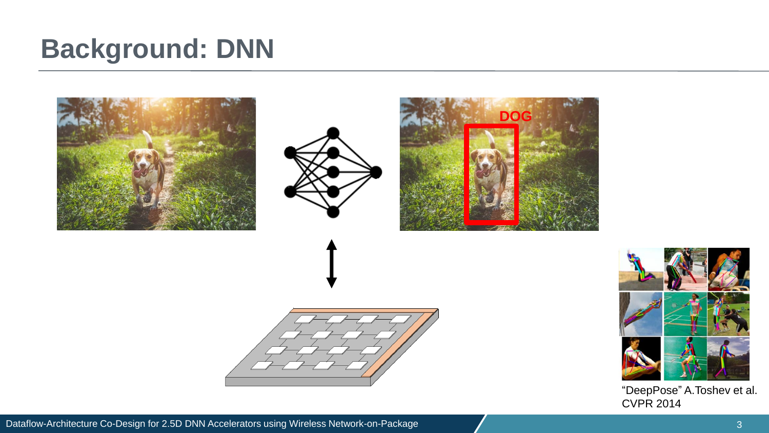# Background: DNN

DOG

"DeepPose" A.Toshev et al. CVPR 2014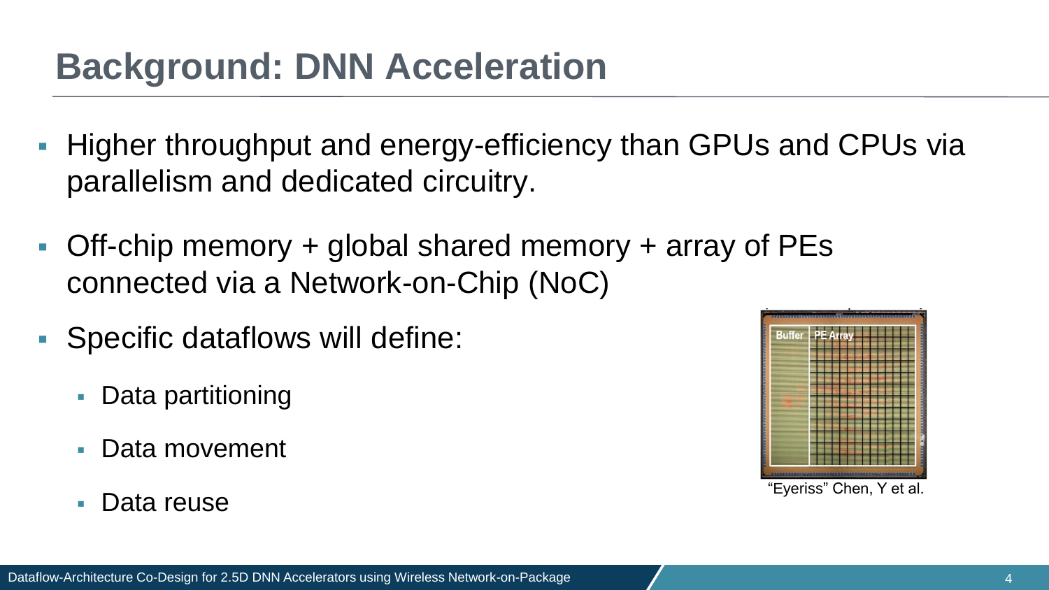# Background: DNN Acceleration

- Higher throughput and energy-efficiency than GPUs and CPUs via parallelism and dedicated circuitry.
- Off-chip memory + global shared memory + array of PEs connected via a Network-on-Chip (NoC)
- Specific dataflows will define:
  - Data partitioning
  - Data movement
  - Data reuse

"Eyeriss" Chen, Y et al.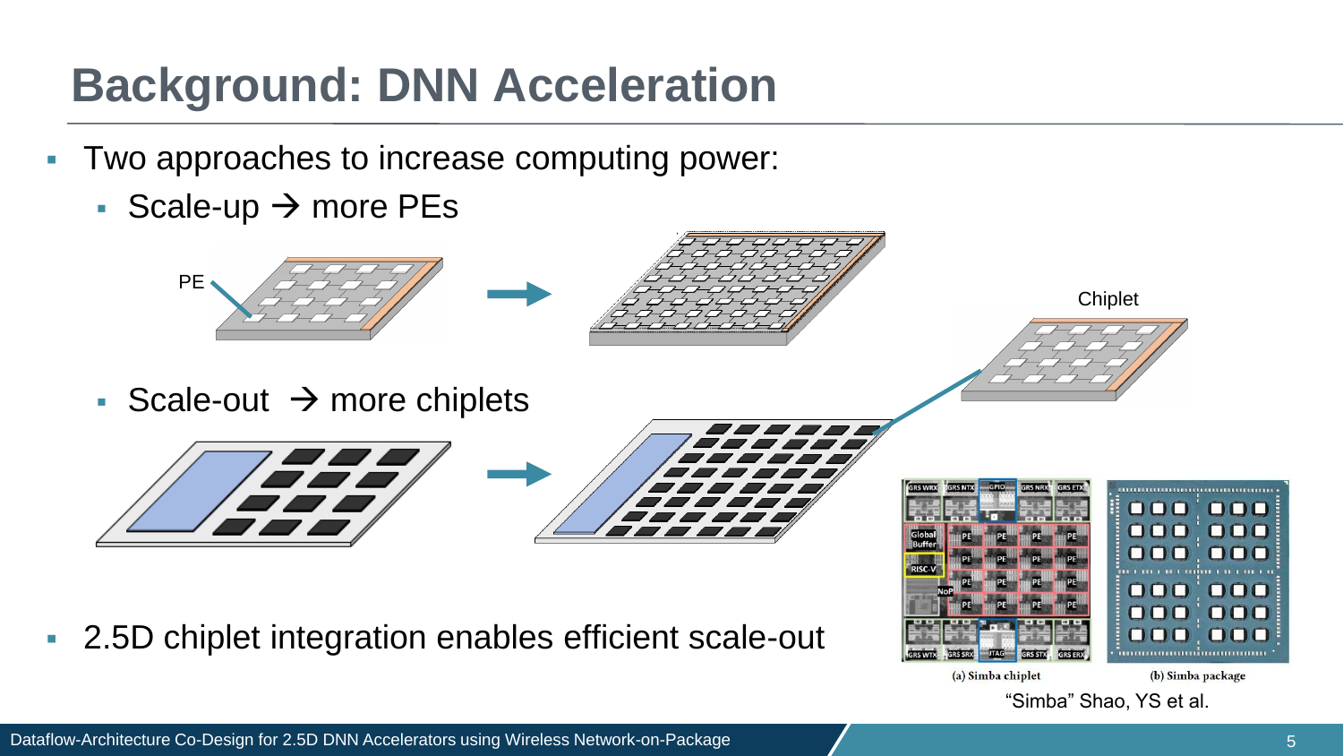# Background: DNN Acceleration

- Two approaches to increase computing power:
  - Scale-up → more PEs
  - Scale-out → more chiplets
- 2.5D chiplet integration enables efficient scale-out

(a) Simba chiplet (b) Simba package

"Simba" Shao, YS et al.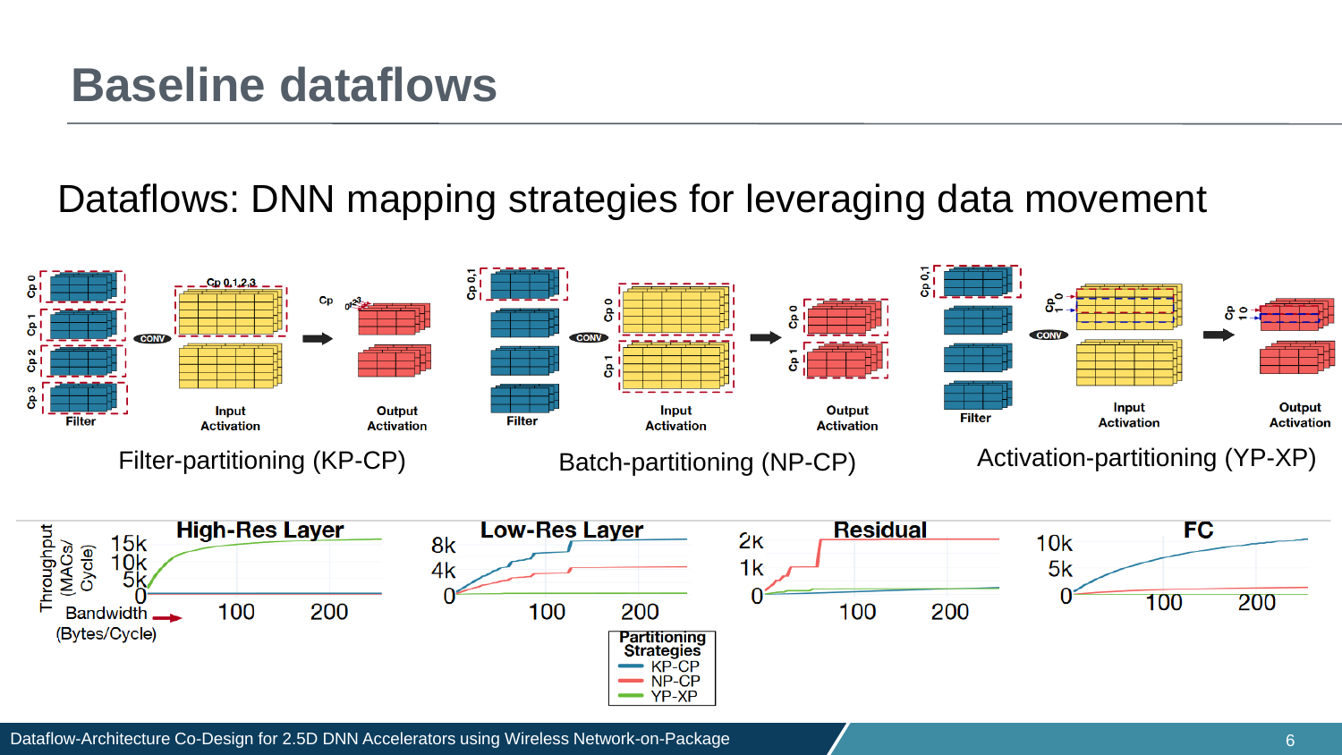# Baseline dataflows

Dataflows: DNN mapping strategies for leveraging data movement

Filter-partitioning (KP-CP)

Batch-partitioning (NP-CP)

Activation-partitioning (YP-XP)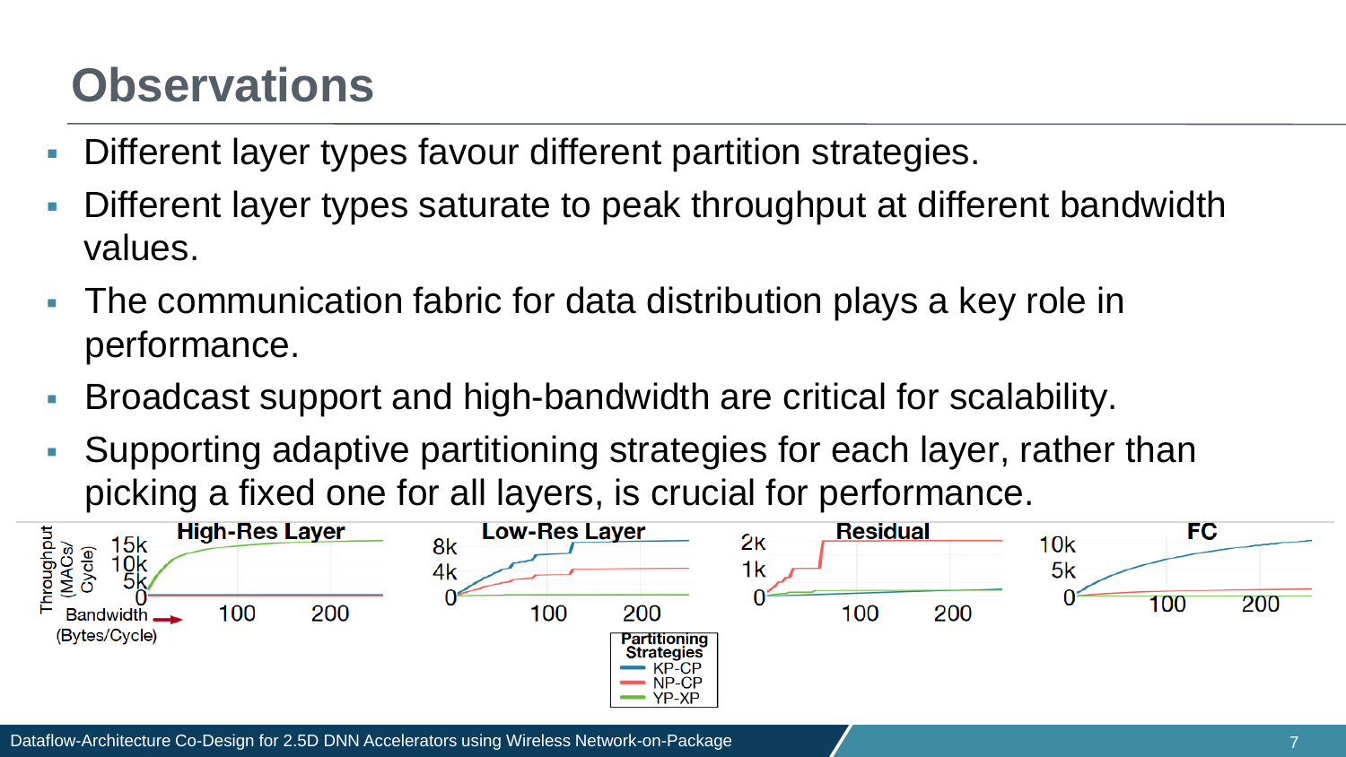# Observations

- Different layer types favour different partition strategies.
- Different layer types saturate to peak throughput at different bandwidth values.
- The communication fabric for data distribution plays a key role in performance.
- Broadcast support and high-bandwidth are critical for scalability.
- Supporting adaptive partitioning strategies for each layer, rather than picking a fixed one for all layers, is crucial for performance.

High-Res Layer | Low-Res Layer | Residual | FC

Throughput (MACs/Cycle) vs. Bandwidth (Bytes/Cycle)

Partitioning Strategies: KP-CP, NP-CP, YP-XP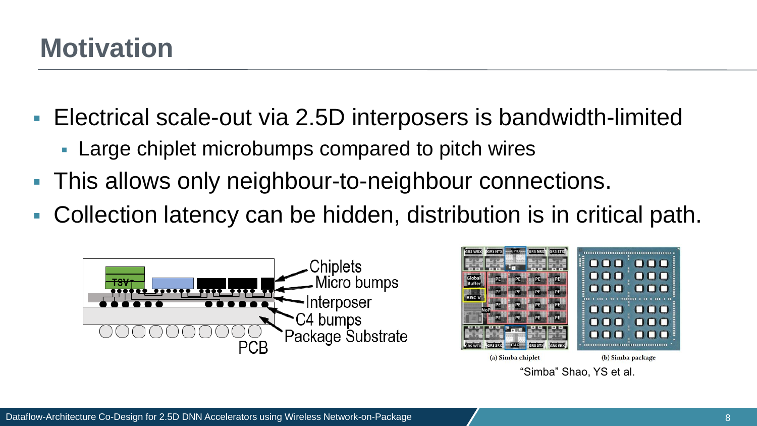# Motivation

- Electrical scale-out via 2.5D interposers is bandwidth-limited
  - Large chiplet microbumps compared to pitch wires
- This allows only neighbour-to-neighbour connections.
- Collection latency can be hidden, distribution is in critical path.

Chiplets
Micro bumps
Interposer
C4 bumps
Package Substrate
PCB

(a) Simba chiplet (b) Simba package

"Simba" Shao, YS et al.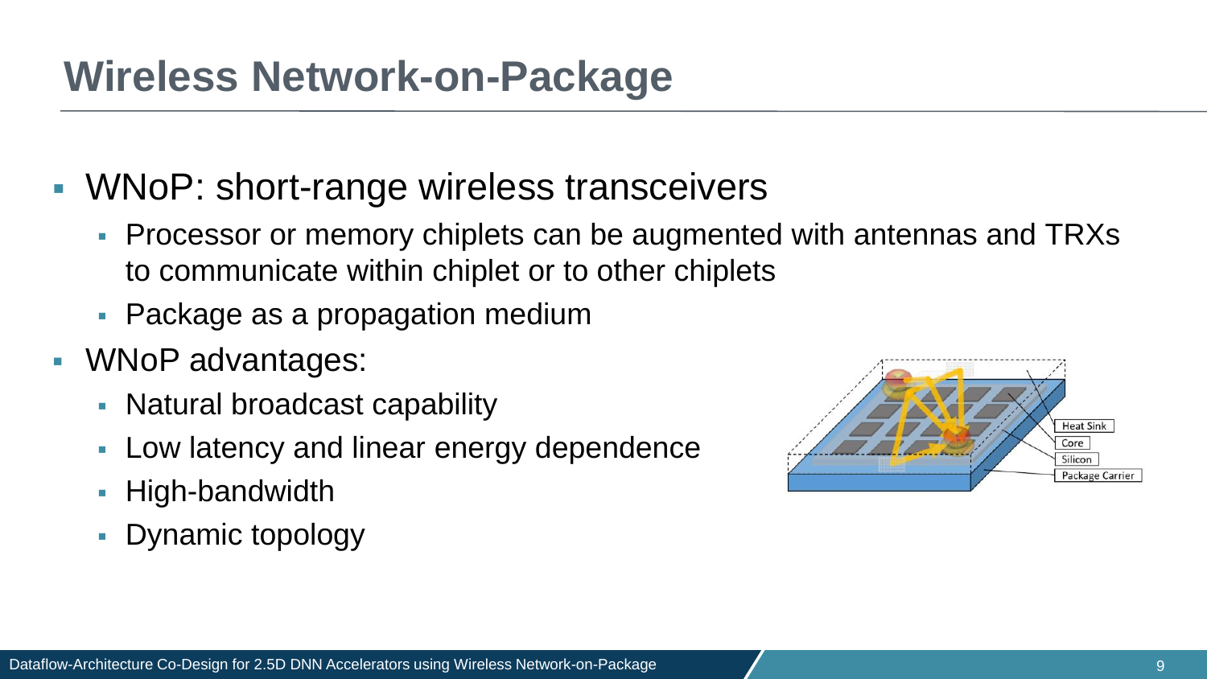# Wireless Network-on-Package

- WNoP: short-range wireless transceivers
  - Processor or memory chiplets can be augmented with antennas and TRXs to communicate within chiplet or to other chiplets
  - Package as a propagation medium
- WNoP advantages:
  - Natural broadcast capability
  - Low latency and linear energy dependence
  - High-bandwidth
  - Dynamic topology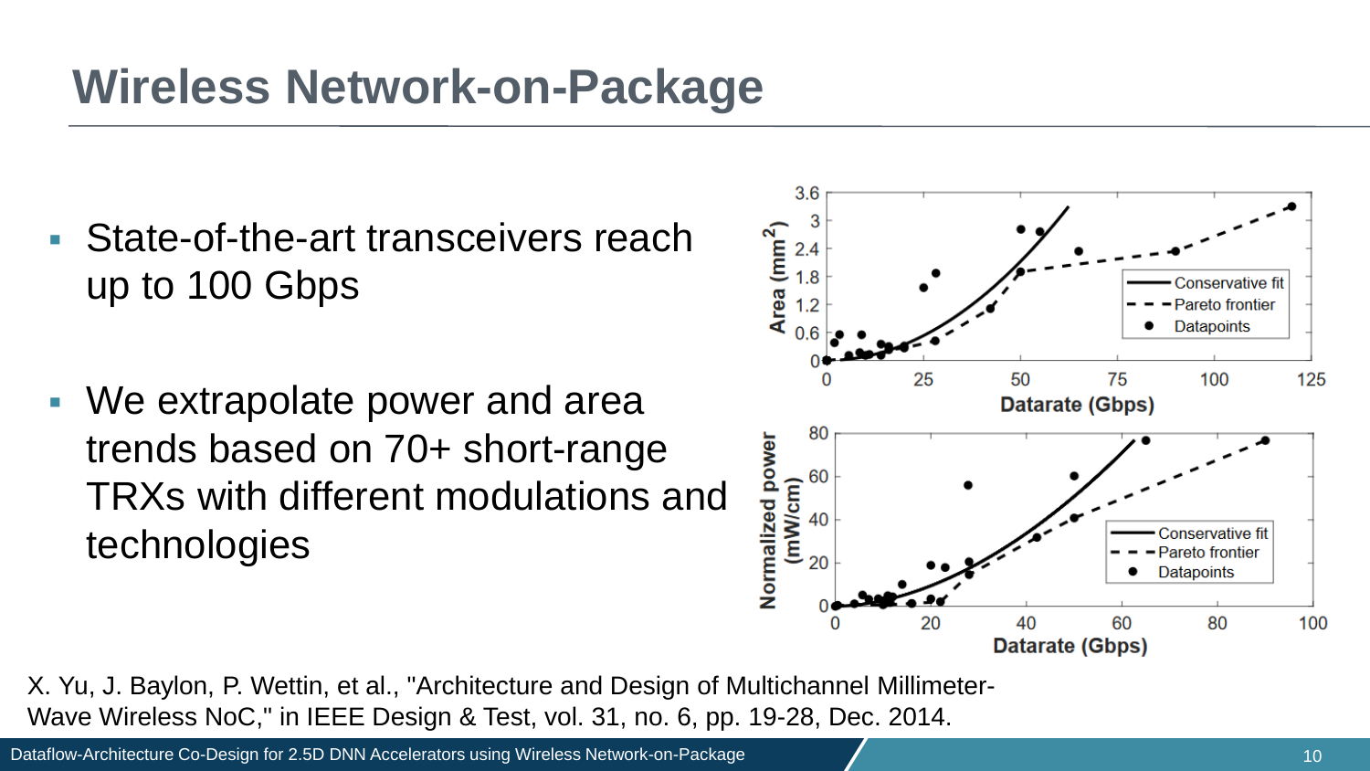# Wireless Network-on-Package

- State-of-the-art transceivers reach up to 100 Gbps
- We extrapolate power and area trends based on 70+ short-range TRXs with different modulations and technologies

X. Yu, J. Baylon, P. Wettin, et al., "Architecture and Design of Multichannel Millimeter-Wave Wireless NoC," in IEEE Design & Test, vol. 31, no. 6, pp. 19-28, Dec. 2014.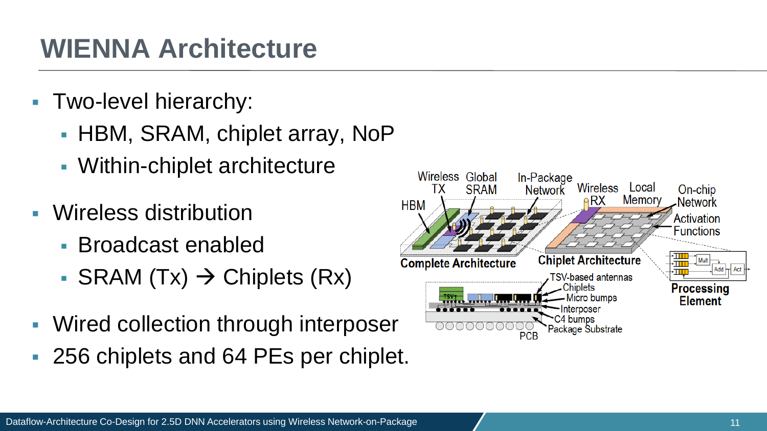# WIENNA Architecture

- Two-level hierarchy:
  - HBM, SRAM, chiplet array, NoP
  - Within-chiplet architecture
- Wireless distribution
  - Broadcast enabled
  - SRAM (Tx) → Chiplets (Rx)
- Wired collection through interposer
- 256 chiplets and 64 PEs per chiplet.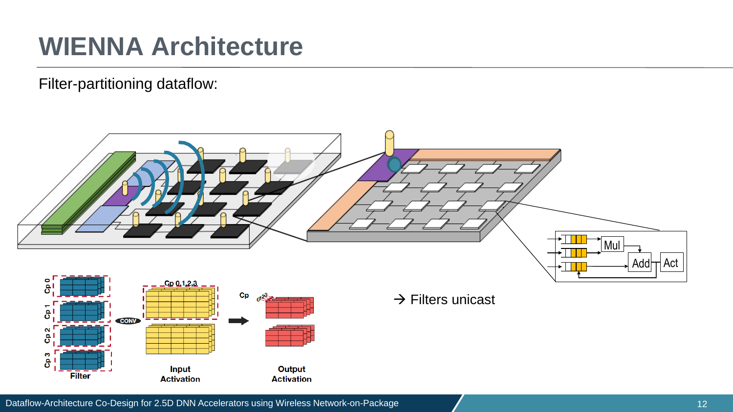# WIENNA Architecture

Filter-partitioning dataflow:

→ Filters unicast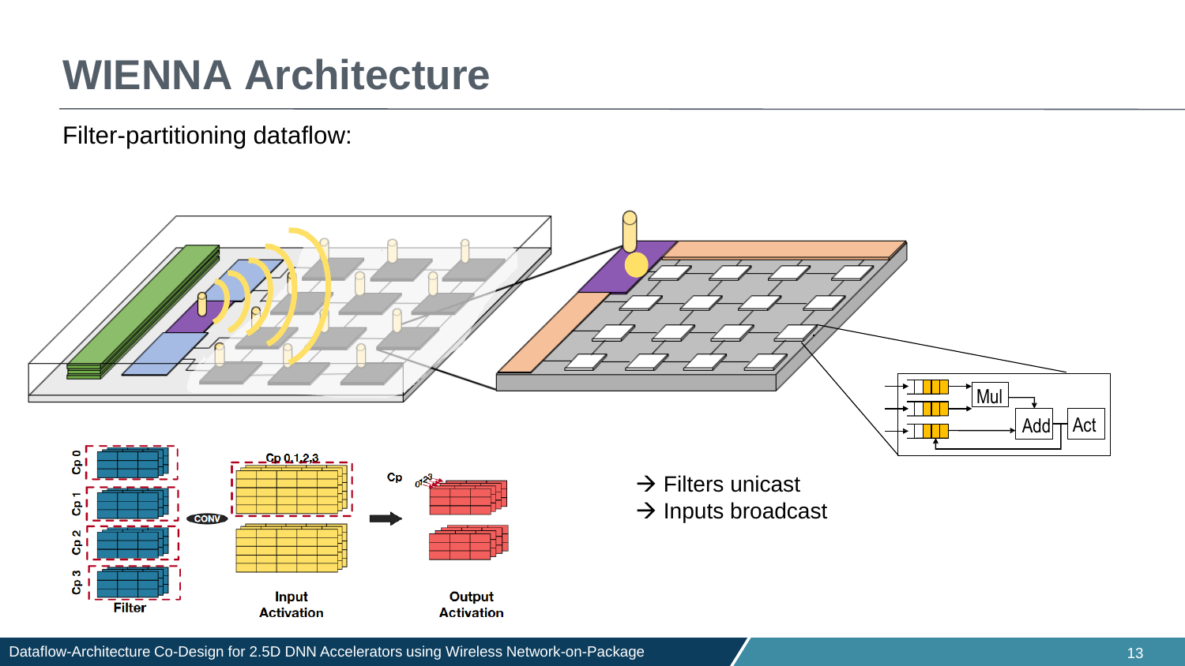# WIENNA Architecture

Filter-partitioning dataflow:

→ Filters unicast

→ Inputs broadcast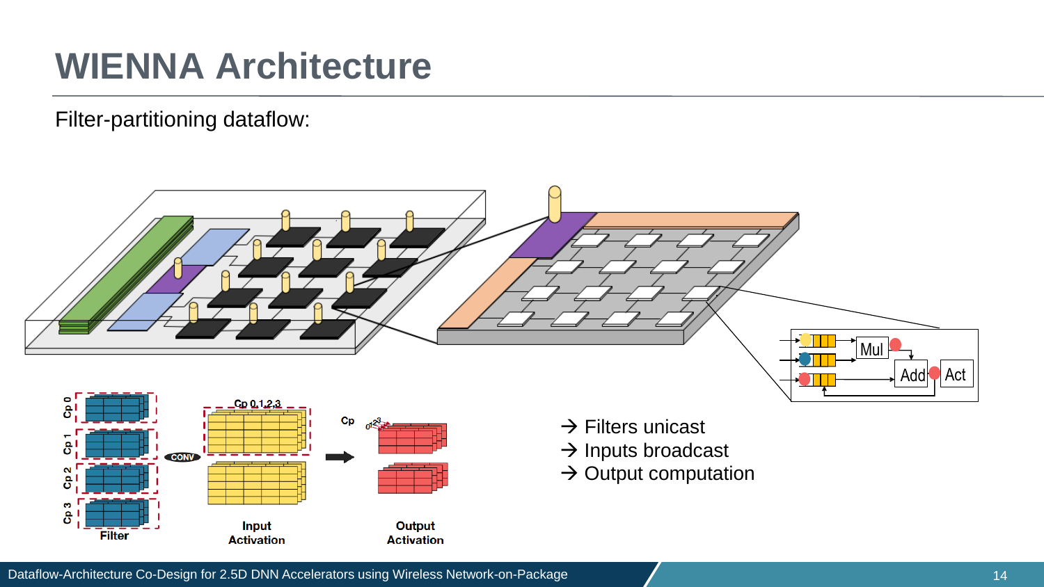# WIENNA Architecture

Filter-partitioning dataflow:

→ Filters unicast
→ Inputs broadcast
→ Output computation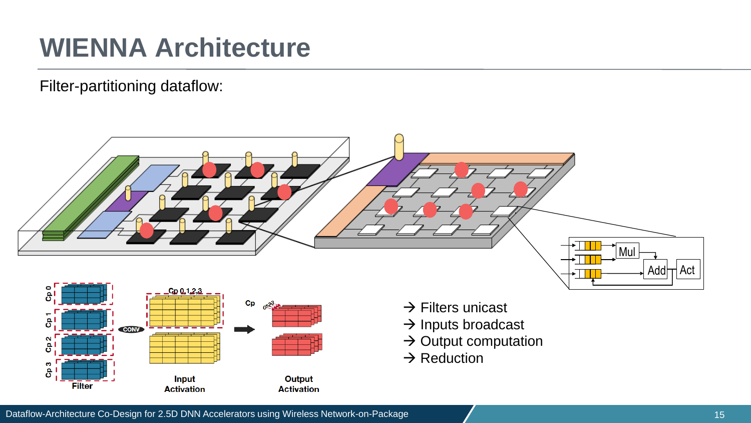# WIENNA Architecture

Filter-partitioning dataflow:

→ Filters unicast
→ Inputs broadcast
→ Output computation
→ Reduction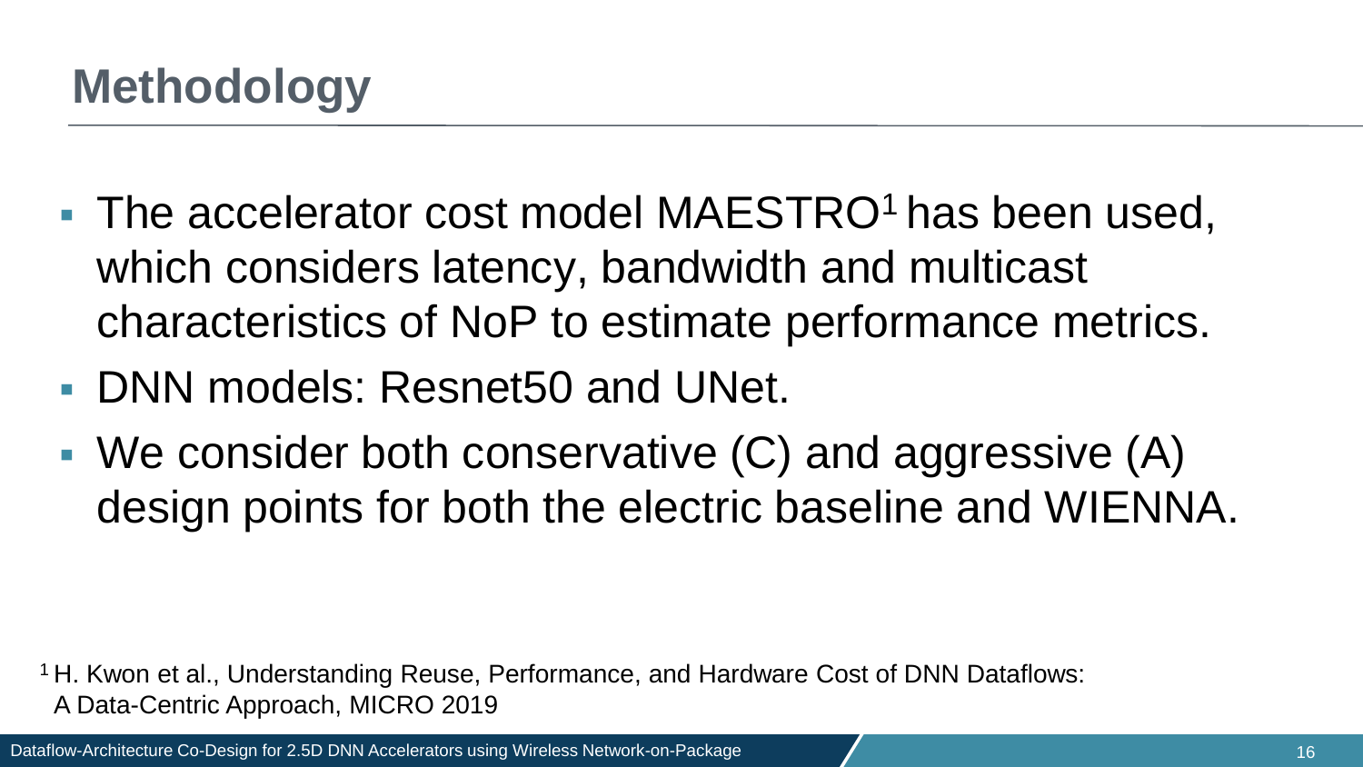# Methodology

- The accelerator cost model MAESTRO[1] has been used, which considers latency, bandwidth and multicast characteristics of NoP to estimate performance metrics.
- DNN models: Resnet50 and UNet.
- We consider both conservative (C) and aggressive (A) design points for both the electric baseline and WIENNA.

[1] H. Kwon et al., Understanding Reuse, Performance, and Hardware Cost of DNN Dataflows: A Data-Centric Approach, MICRO 2019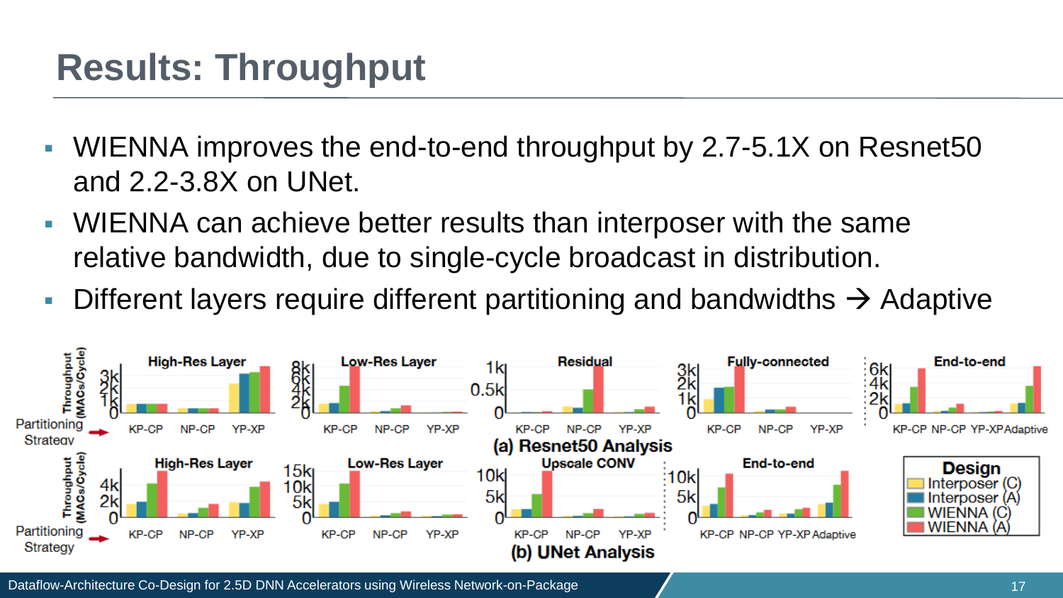# Results: Throughput

- WIENNA improves the end-to-end throughput by 2.7-5.1X on Resnet50 and 2.2-3.8X on UNet.
- WIENNA can achieve better results than interposer with the same relative bandwidth, due to single-cycle broadcast in distribution.
- Different layers require different partitioning and bandwidths → Adaptive

(a) Resnet50 Analysis

(b) UNet Analysis

Design: Interposer (C), Interposer (A), WIENNA (C), WIENNA (A)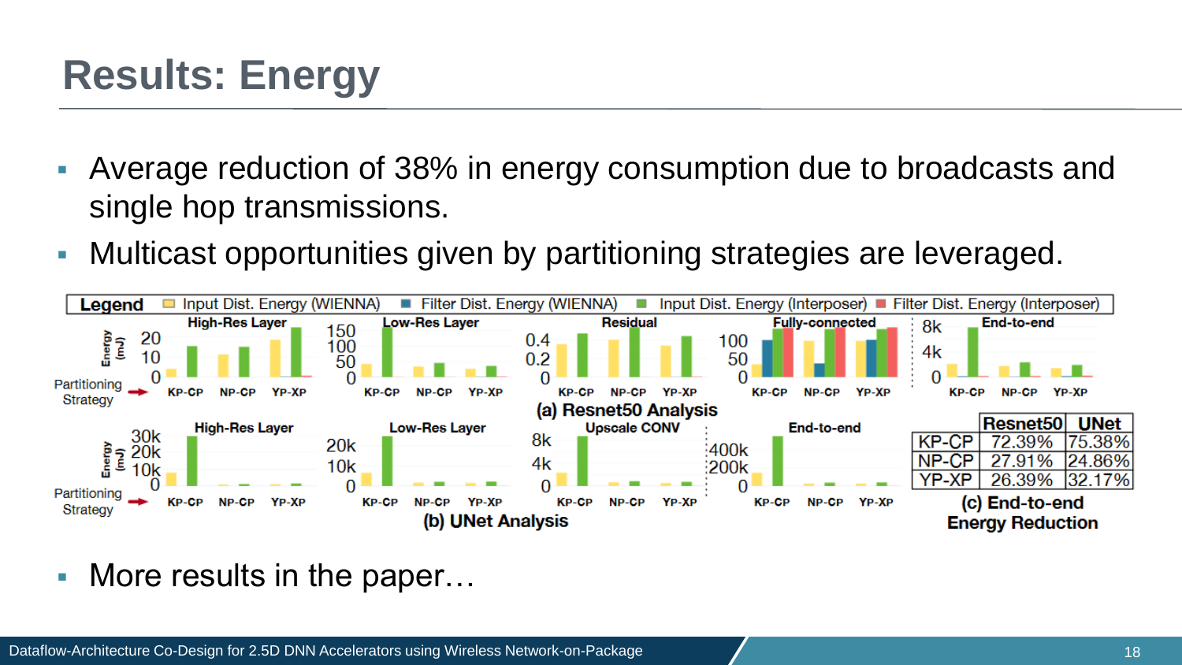# Results: Energy

- Average reduction of 38% in energy consumption due to broadcasts and single hop transmissions.
- Multicast opportunities given by partitioning strategies are leveraged.

Legend: Input Dist. Energy (WIENNA), Filter Dist. Energy (WIENNA), Input Dist. Energy (Interposer), Filter Dist. Energy (Interposer)

(a) Resnet50 Analysis

(b) UNet Analysis

|  | Resnet50 | UNet |
|---|---|---|
| KP-CP | 72.39% | 75.38% |
| NP-CP | 27.91% | 24.86% |
| YP-XP | 26.39% | 32.17% |

(c) End-to-end Energy Reduction

- More results in the paper…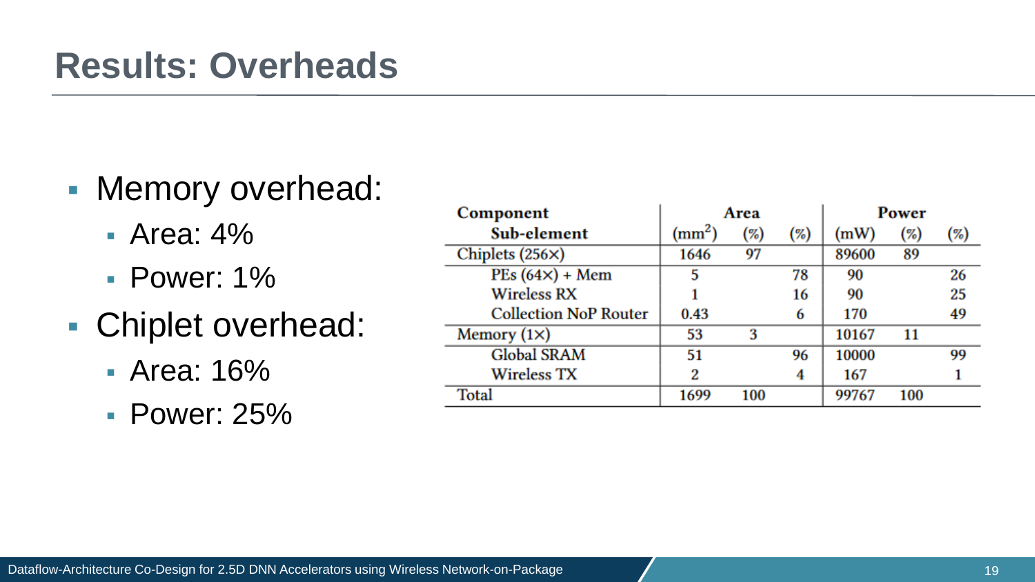# Results: Overheads

- Memory overhead:
  - Area: 4%
  - Power: 1%
- Chiplet overhead:
  - Area: 16%
  - Power: 25%

| Component<br>Sub-element | Area ($mm^2$) | (%) | (%) | Power (mW) | (%) | (%) |
|---|---|---|---|---|---|---|
| Chiplets (256×) | 1646 | 97 | | 89600 | 89 | |
| PEs (64×) + Mem | 5 | | 78 | 90 | | 26 |
| Wireless RX | 1 | | 16 | 90 | | 25 |
| Collection NoP Router | 0.43 | | 6 | 170 | | 49 |
| Memory (1×) | 53 | 3 | | 10167 | 11 | |
| Global SRAM | 51 | | 96 | 10000 | | 99 |
| Wireless TX | 2 | | 4 | 167 | | 1 |
| Total | 1699 | 100 | | 99767 | 100 | |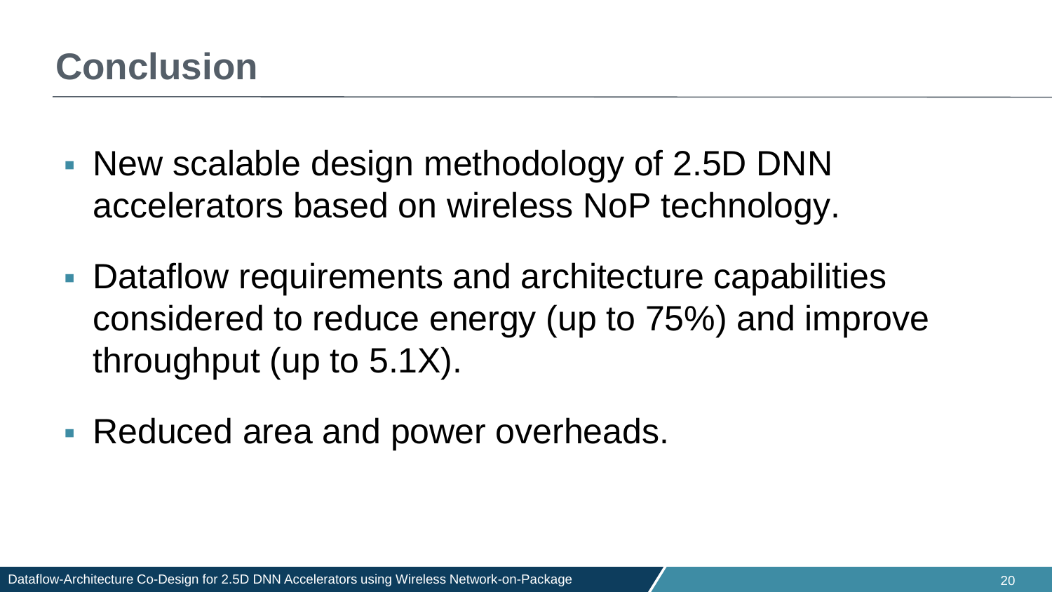# Conclusion

- New scalable design methodology of 2.5D DNN accelerators based on wireless NoP technology.
- Dataflow requirements and architecture capabilities considered to reduce energy (up to 75%) and improve throughput (up to 5.1X).
- Reduced area and power overheads.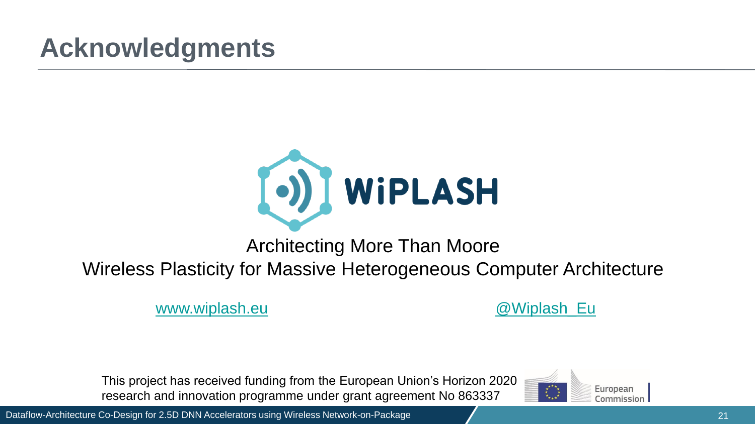# Acknowledgments

WiPLASH

Architecting More Than Moore
Wireless Plasticity for Massive Heterogeneous Computer Architecture

www.wiplash.eu

@Wiplash_Eu

This project has received funding from the European Union's Horizon 2020 research and innovation programme under grant agreement No 863337

European Commission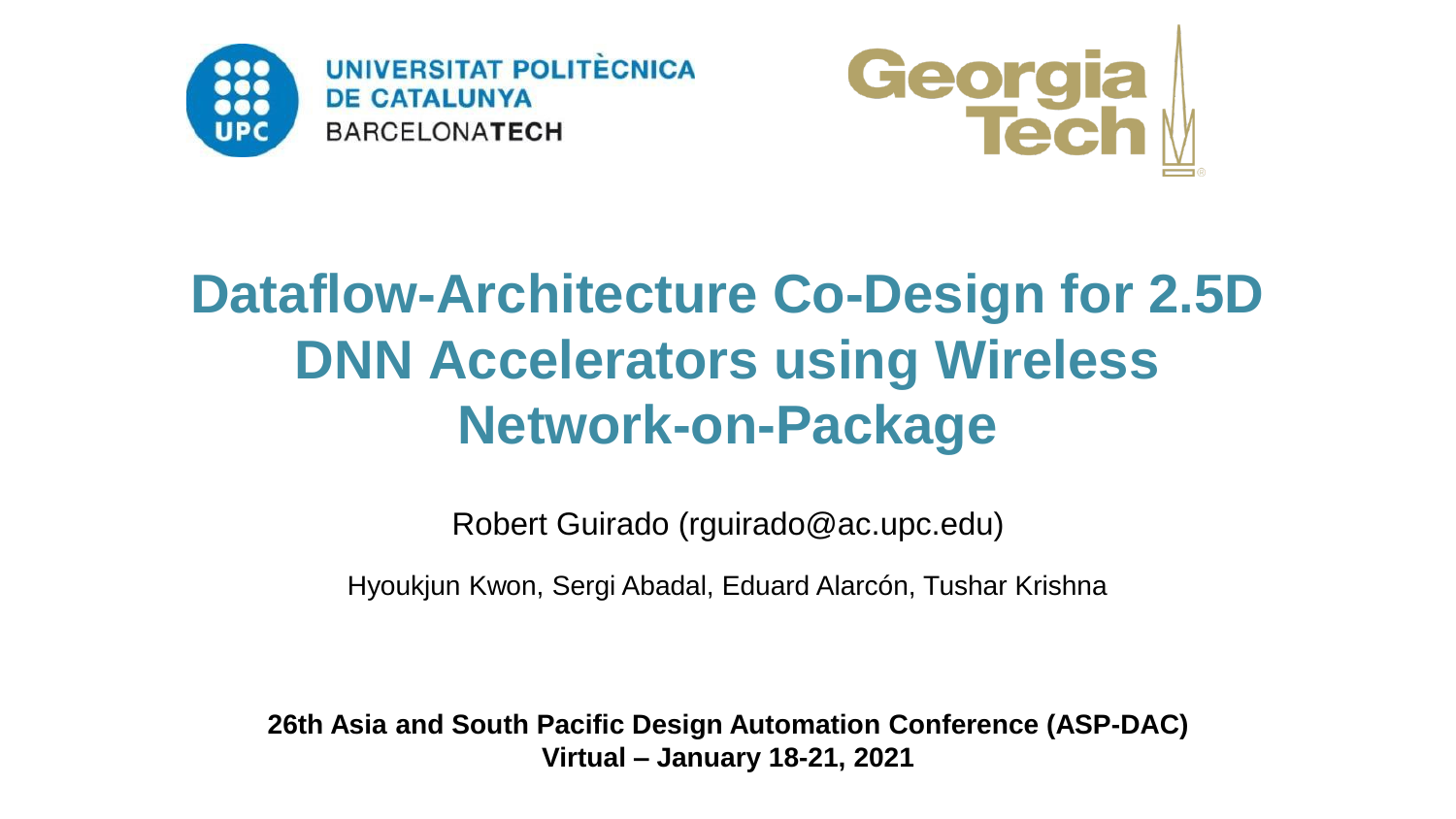UNIVERSITAT POLITÈCNICA DE CATALUNYA
BARCELONATECH

Georgia Tech

# Dataflow-Architecture Co-Design for 2.5D DNN Accelerators using Wireless Network-on-Package

Robert Guirado (rguirado@ac.upc.edu)

Hyoukjun Kwon, Sergi Abadal, Eduard Alarcón, Tushar Krishna

**26th Asia and South Pacific Design Automation Conference (ASP-DAC)**
**Virtual – January 18-21, 2021**